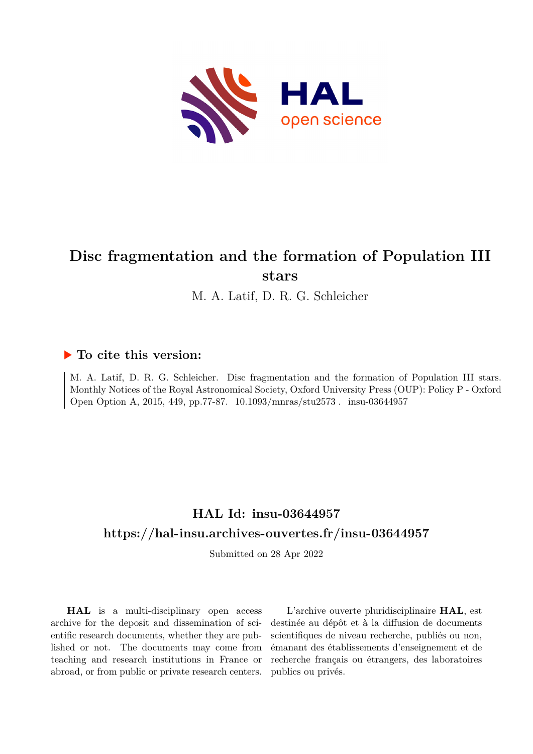# Disc fragmentation and the formation of Population III stars

M. A. Latif, D. R. G. Schleicher

## ▶ To cite this version:

M. A. Latif, D. R. G. Schleicher. Disc fragmentation and the formation of Population III stars. Monthly Notices of the Royal Astronomical Society, Oxford University Press (OUP): Policy P - Oxford Open Option A, 2015, 449, pp.77-87. 10.1093/mnras/stu2573. insu-03644957

## HAL Id: insu-03644957

## https://hal-insu.archives-ouvertes.fr/insu-03644957

Submitted on 28 Apr 2022

**HAL** is a multi-disciplinary open access archive for the deposit and dissemination of scientific research documents, whether they are published or not. The documents may come from teaching and research institutions in France or abroad, or from public or private research centers.

L'archive ouverte pluridisciplinaire **HAL**, est destinée au dépôt et à la diffusion de documents scientifiques de niveau recherche, publiés ou non, émanant des établissements d'enseignement et de recherche français ou étrangers, des laboratoires publics ou privés.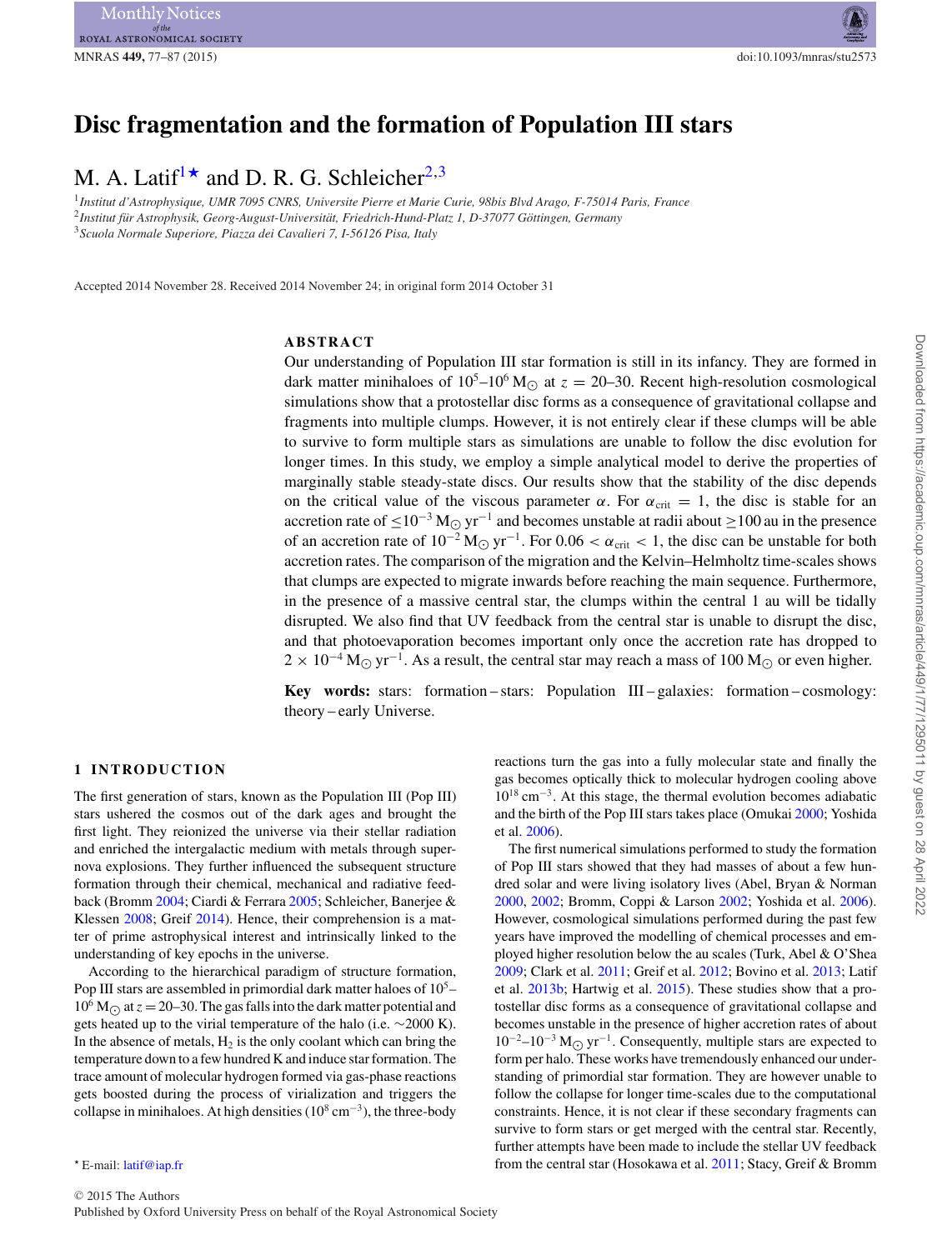# Disc fragmentation and the formation of Population III stars

M. A. Latif[1]★ and D. R. G. Schleicher[2,3]

[1] *Institut d'Astrophysique, UMR 7095 CNRS, Universite Pierre et Marie Curie, 98bis Blvd Arago, F-75014 Paris, France*

[2] *Institut für Astrophysik, Georg-August-Universität, Friedrich-Hund-Platz 1, D-37077 Göttingen, Germany*

[3] *Scuola Normale Superiore, Piazza dei Cavalieri 7, I-56126 Pisa, Italy*

Accepted 2014 November 28. Received 2014 November 24; in original form 2014 October 31

## ABSTRACT

Our understanding of Population III star formation is still in its infancy. They are formed in dark matter minihaloes of $10^5$–$10^6$ $M_\odot$ at $z = 20$–30. Recent high-resolution cosmological simulations show that a protostellar disc forms as a consequence of gravitational collapse and fragments into multiple clumps. However, it is not entirely clear if these clumps will be able to survive to form multiple stars as simulations are unable to follow the disc evolution for longer times. In this study, we employ a simple analytical model to derive the properties of marginally stable steady-state discs. Our results show that the stability of the disc depends on the critical value of the viscous parameter $\alpha$. For $\alpha_{\rm crit} = 1$, the disc is stable for an accretion rate of $\leq 10^{-3}$ $M_\odot$ yr$^{-1}$ and becomes unstable at radii about $\geq$100 au in the presence of an accretion rate of $10^{-2}$ $M_\odot$ yr$^{-1}$. For $0.06 < \alpha_{\rm crit} < 1$, the disc can be unstable for both accretion rates. The comparison of the migration and the Kelvin–Helmholtz time-scales shows that clumps are expected to migrate inwards before reaching the main sequence. Furthermore, in the presence of a massive central star, the clumps within the central 1 au will be tidally disrupted. We also find that UV feedback from the central star is unable to disrupt the disc, and that photoevaporation becomes important only once the accretion rate has dropped to $2 \times 10^{-4}$ $M_\odot$ yr$^{-1}$. As a result, the central star may reach a mass of 100 $M_\odot$ or even higher.

**Key words:** stars: formation – stars: Population III – galaxies: formation – cosmology: theory – early Universe.

## 1 INTRODUCTION

The first generation of stars, known as the Population III (Pop III) stars ushered the cosmos out of the dark ages and brought the first light. They reionized the universe via their stellar radiation and enriched the intergalactic medium with metals through supernova explosions. They further influenced the subsequent structure formation through their chemical, mechanical and radiative feedback (Bromm 2004; Ciardi & Ferrara 2005; Schleicher, Banerjee & Klessen 2008; Greif 2014). Hence, their comprehension is a matter of prime astrophysical interest and intrinsically linked to the understanding of key epochs in the universe.

According to the hierarchical paradigm of structure formation, Pop III stars are assembled in primordial dark matter haloes of $10^5$–$10^6$ $M_\odot$ at $z = 20$–30. The gas falls into the dark matter potential and gets heated up to the virial temperature of the halo (i.e. ∼2000 K). In the absence of metals, $H_2$ is the only coolant which can bring the temperature down to a few hundred K and induce star formation. The trace amount of molecular hydrogen formed via gas-phase reactions gets boosted during the process of virialization and triggers the collapse in minihaloes. At high densities ($10^8$ cm$^{-3}$), the three-body reactions turn the gas into a fully molecular state and finally the gas becomes optically thick to molecular hydrogen cooling above $10^{18}$ cm$^{-3}$. At this stage, the thermal evolution becomes adiabatic and the birth of the Pop III stars takes place (Omukai 2000; Yoshida et al. 2006).

The first numerical simulations performed to study the formation of Pop III stars showed that they had masses of about a few hundred solar and were living isolatory lives (Abel, Bryan & Norman 2000, 2002; Bromm, Coppi & Larson 2002; Yoshida et al. 2006). However, cosmological simulations performed during the past few years have improved the modelling of chemical processes and employed higher resolution below the au scales (Turk, Abel & O'Shea 2009; Clark et al. 2011; Greif et al. 2012; Bovino et al. 2013; Latif et al. 2013b; Hartwig et al. 2015). These studies show that a protostellar disc forms as a consequence of gravitational collapse and becomes unstable in the presence of higher accretion rates of about $10^{-2}$–$10^{-3}$ $M_\odot$ yr$^{-1}$. Consequently, multiple stars are expected to form per halo. These works have tremendously enhanced our understanding of primordial star formation. They are however unable to follow the collapse for longer time-scales due to the computational constraints. Hence, it is not clear if these secondary fragments can survive to form stars or get merged with the central star. Recently, further attempts have been made to include the stellar UV feedback from the central star (Hosokawa et al. 2011; Stacy, Greif & Bromm

★ E-mail: latif@iap.fr

© 2015 The Authors
Published by Oxford University Press on behalf of the Royal Astronomical Society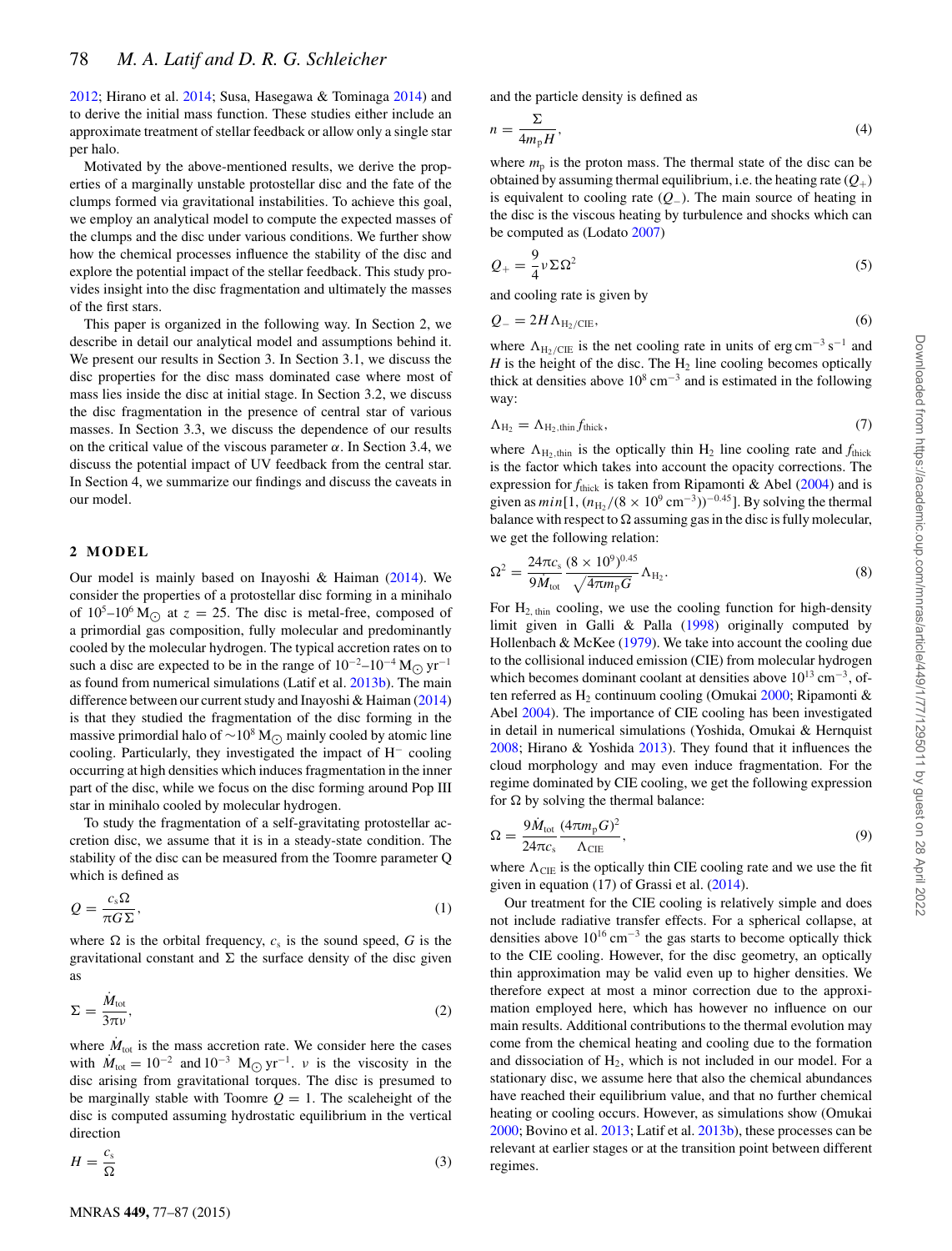2012; Hirano et al. 2014; Susa, Hasegawa & Tominaga 2014) and to derive the initial mass function. These studies either include an approximate treatment of stellar feedback or allow only a single star per halo.

Motivated by the above-mentioned results, we derive the properties of a marginally unstable protostellar disc and the fate of the clumps formed via gravitational instabilities. To achieve this goal, we employ an analytical model to compute the expected masses of the clumps and the disc under various conditions. We further show how the chemical processes influence the stability of the disc and explore the potential impact of the stellar feedback. This study provides insight into the disc fragmentation and ultimately the masses of the first stars.

This paper is organized in the following way. In Section 2, we describe in detail our analytical model and assumptions behind it. We present our results in Section 3. In Section 3.1, we discuss the disc properties for the disc mass dominated case where most of mass lies inside the disc at initial stage. In Section 3.2, we discuss the disc fragmentation in the presence of central star of various masses. In Section 3.3, we discuss the dependence of our results on the critical value of the viscous parameter $\alpha$. In Section 3.4, we discuss the potential impact of UV feedback from the central star. In Section 4, we summarize our findings and discuss the caveats in our model.

## 2 MODEL

Our model is mainly based on Inayoshi & Haiman (2014). We consider the properties of a protostellar disc forming in a minihalo of $10^5$–$10^6$ M$_\odot$ at $z = 25$. The disc is metal-free, composed of a primordial gas composition, fully molecular and predominantly cooled by the molecular hydrogen. The typical accretion rates on to such a disc are expected to be in the range of $10^{-2}$–$10^{-4}$ M$_\odot$ yr$^{-1}$ as found from numerical simulations (Latif et al. 2013b). The main difference between our current study and Inayoshi & Haiman (2014) is that they studied the fragmentation of the disc forming in the massive primordial halo of $\sim 10^8$ M$_\odot$ mainly cooled by atomic line cooling. Particularly, they investigated the impact of H$^-$ cooling occurring at high densities which induces fragmentation in the inner part of the disc, while we focus on the disc forming around Pop III star in minihalo cooled by molecular hydrogen.

To study the fragmentation of a self-gravitating protostellar accretion disc, we assume that it is in a steady-state condition. The stability of the disc can be measured from the Toomre parameter Q which is defined as

$$Q = \frac{c_s \Omega}{\pi G \Sigma}, \tag{1}$$

where $\Omega$ is the orbital frequency, $c_s$ is the sound speed, $G$ is the gravitational constant and $\Sigma$ the surface density of the disc given as

$$\Sigma = \frac{\dot{M}_{\rm tot}}{3\pi\nu}, \tag{2}$$

where $\dot{M}_{\rm tot}$ is the mass accretion rate. We consider here the cases with $\dot{M}_{\rm tot} = 10^{-2}$ and $10^{-3}$ M$_\odot$ yr$^{-1}$. $\nu$ is the viscosity in the disc arising from gravitational torques. The disc is presumed to be marginally stable with Toomre $Q = 1$. The scaleheight of the disc is computed assuming hydrostatic equilibrium in the vertical direction

$$H = \frac{c_s}{\Omega} \tag{3}$$

and the particle density is defined as

$$n = \frac{\Sigma}{4 m_{\rm p} H}, \tag{4}$$

where $m_{\rm p}$ is the proton mass. The thermal state of the disc can be obtained by assuming thermal equilibrium, i.e. the heating rate ($Q_+$) is equivalent to cooling rate ($Q_-$). The main source of heating in the disc is the viscous heating by turbulence and shocks which can be computed as (Lodato 2007)

$$Q_+ = \frac{9}{4} \nu \Sigma \Omega^2 \tag{5}$$

and cooling rate is given by

$$Q_- = 2H \Lambda_{\rm H_2/CIE}, \tag{6}$$

where $\Lambda_{\rm H_2/CIE}$ is the net cooling rate in units of erg cm$^{-3}$ s$^{-1}$ and $H$ is the height of the disc. The H$_2$ line cooling becomes optically thick at densities above $10^8$ cm$^{-3}$ and is estimated in the following way:

$$\Lambda_{\rm H_2} = \Lambda_{\rm H_2,thin} f_{\rm thick}, \tag{7}$$

where $\Lambda_{\rm H_2,thin}$ is the optically thin H$_2$ line cooling rate and $f_{\rm thick}$ is the factor which takes into account the opacity corrections. The expression for $f_{\rm thick}$ is taken from Ripamonti & Abel (2004) and is given as $min[1, (n_{\rm H_2}/(8 \times 10^9\ {\rm cm}^{-3}))^{-0.45}]$. By solving the thermal balance with respect to $\Omega$ assuming gas in the disc is fully molecular, we get the following relation:

$$\Omega^2 = \frac{24\pi c_s}{9\dot{M}_{\rm tot}} \frac{(8 \times 10^9)^{0.45}}{\sqrt{4\pi m_{\rm p} G}} \Lambda_{\rm H_2}. \tag{8}$$

For H$_{2,\,\rm thin}$ cooling, we use the cooling function for high-density limit given in Galli & Palla (1998) originally computed by Hollenbach & McKee (1979). We take into account the cooling due to the collisional induced emission (CIE) from molecular hydrogen which becomes dominant coolant at densities above $10^{13}$ cm$^{-3}$, often referred as H$_2$ continuum cooling (Omukai 2000; Ripamonti & Abel 2004). The importance of CIE cooling has been investigated in detail in numerical simulations (Yoshida, Omukai & Hernquist 2008; Hirano & Yoshida 2013). They found that it influences the cloud morphology and may even induce fragmentation. For the regime dominated by CIE cooling, we get the following expression for $\Omega$ by solving the thermal balance:

$$\Omega = \frac{9\dot{M}_{\rm tot}}{24\pi c_s} \frac{(4\pi m_{\rm p} G)^2}{\Lambda_{\rm CIE}}, \tag{9}$$

where $\Lambda_{\rm CIE}$ is the optically thin CIE cooling rate and we use the fit given in equation (17) of Grassi et al. (2014).

Our treatment for the CIE cooling is relatively simple and does not include radiative transfer effects. For a spherical collapse, at densities above $10^{16}$ cm$^{-3}$ the gas starts to become optically thick to the CIE cooling. However, for the disc geometry, an optically thin approximation may be valid even up to higher densities. We therefore expect at most a minor correction due to the approximation employed here, which has however no influence on our main results. Additional contributions to the thermal evolution may come from the chemical heating and cooling due to the formation and dissociation of H$_2$, which is not included in our model. For a stationary disc, we assume here that also the chemical abundances have reached their equilibrium value, and that no further chemical heating or cooling occurs. However, as simulations show (Omukai 2000; Bovino et al. 2013; Latif et al. 2013b), these processes can be relevant at earlier stages or at the transition point between different regimes.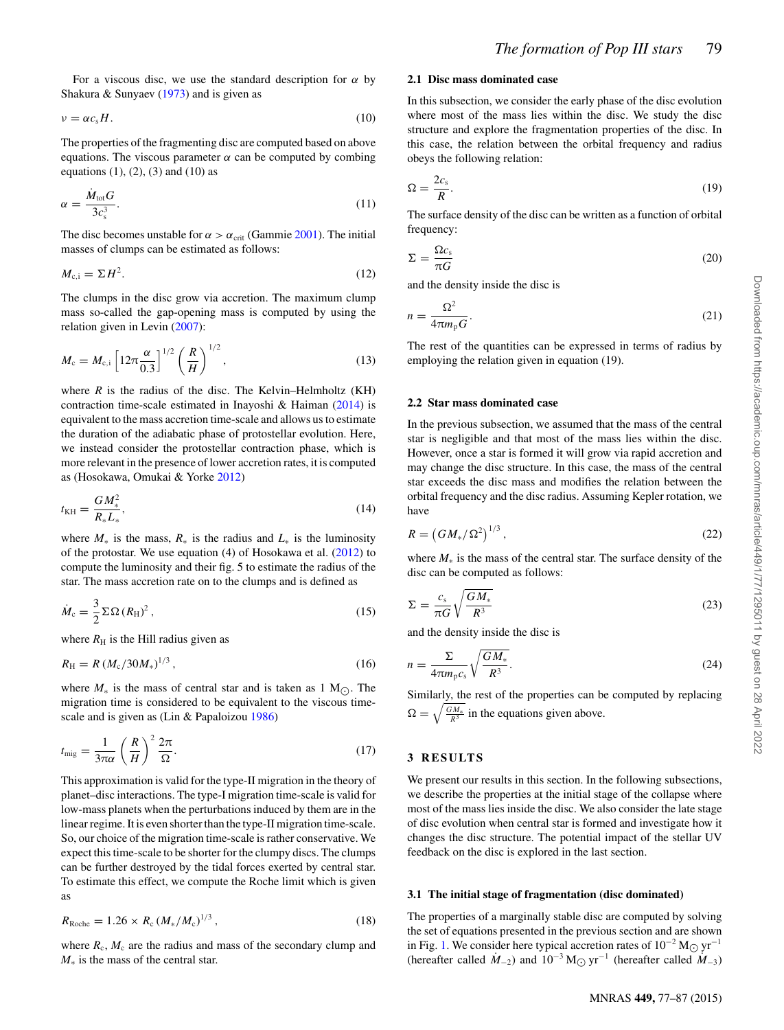For a viscous disc, we use the standard description for $\alpha$ by Shakura & Sunyaev (1973) and is given as

$$\nu = \alpha c_s H. \tag{10}$$

The properties of the fragmenting disc are computed based on above equations. The viscous parameter $\alpha$ can be computed by combing equations (1), (2), (3) and (10) as

$$\alpha = \frac{\dot{M}_{\rm tot} G}{3 c_s^3}. \tag{11}$$

The disc becomes unstable for $\alpha > \alpha_{\rm crit}$ (Gammie 2001). The initial masses of clumps can be estimated as follows:

$$M_{\rm c,i} = \Sigma H^2. \tag{12}$$

The clumps in the disc grow via accretion. The maximum clump mass so-called the gap-opening mass is computed by using the relation given in Levin (2007):

$$M_{\rm c} = M_{\rm c,i} \left[12\pi \frac{\alpha}{0.3}\right]^{1/2} \left(\frac{R}{H}\right)^{1/2}, \tag{13}$$

where $R$ is the radius of the disc. The Kelvin–Helmholtz (KH) contraction time-scale estimated in Inayoshi & Haiman (2014) is equivalent to the mass accretion time-scale and allows us to estimate the duration of the adiabatic phase of protostellar evolution. Here, we instead consider the protostellar contraction phase, which is more relevant in the presence of lower accretion rates, it is computed as (Hosokawa, Omukai & Yorke 2012)

$$t_{\rm KH} = \frac{G M_*^2}{R_* L_*}, \tag{14}$$

where $M_*$ is the mass, $R_*$ is the radius and $L_*$ is the luminosity of the protostar. We use equation (4) of Hosokawa et al. (2012) to compute the luminosity and their fig. 5 to estimate the radius of the star. The mass accretion rate on to the clumps and is defined as

$$\dot{M}_{\rm c} = \frac{3}{2} \Sigma \Omega \left(R_{\rm H}\right)^2, \tag{15}$$

where $R_{\rm H}$ is the Hill radius given as

$$R_{\rm H} = R \left(M_{\rm c}/30 M_*\right)^{1/3}, \tag{16}$$

where $M_*$ is the mass of central star and is taken as 1 $\rm M_\odot$. The migration time is considered to be equivalent to the viscous time-scale and is given as (Lin & Papaloizou 1986)

$$t_{\rm mig} = \frac{1}{3\pi\alpha} \left(\frac{R}{H}\right)^2 \frac{2\pi}{\Omega}. \tag{17}$$

This approximation is valid for the type-II migration in the theory of planet–disc interactions. The type-I migration time-scale is valid for low-mass planets when the perturbations induced by them are in the linear regime. It is even shorter than the type-II migration time-scale. So, our choice of the migration time-scale is rather conservative. We expect this time-scale to be shorter for the clumpy discs. The clumps can be further destroyed by the tidal forces exerted by central star. To estimate this effect, we compute the Roche limit which is given as

$$R_{\rm Roche} = 1.26 \times R_{\rm c} \left(M_*/M_{\rm c}\right)^{1/3}, \tag{18}$$

where $R_{\rm c}$, $M_{\rm c}$ are the radius and mass of the secondary clump and $M_*$ is the mass of the central star.

### 2.1 Disc mass dominated case

In this subsection, we consider the early phase of the disc evolution where most of the mass lies within the disc. We study the disc structure and explore the fragmentation properties of the disc. In this case, the relation between the orbital frequency and radius obeys the following relation:

$$\Omega = \frac{2 c_s}{R}. \tag{19}$$

The surface density of the disc can be written as a function of orbital frequency:

$$\Sigma = \frac{\Omega c_s}{\pi G} \tag{20}$$

and the density inside the disc is

$$n = \frac{\Omega^2}{4\pi m_{\rm p} G}. \tag{21}$$

The rest of the quantities can be expressed in terms of radius by employing the relation given in equation (19).

### 2.2 Star mass dominated case

In the previous subsection, we assumed that the mass of the central star is negligible and that most of the mass lies within the disc. However, once a star is formed it will grow via rapid accretion and may change the disc structure. In this case, the mass of the central star exceeds the disc mass and modifies the relation between the orbital frequency and the disc radius. Assuming Kepler rotation, we have

$$R = \left(G M_*/\Omega^2\right)^{1/3}, \tag{22}$$

where $M_*$ is the mass of the central star. The surface density of the disc can be computed as follows:

$$\Sigma = \frac{c_s}{\pi G} \sqrt{\frac{G M_*}{R^3}} \tag{23}$$

and the density inside the disc is

$$n = \frac{\Sigma}{4\pi m_{\rm p} c_s} \sqrt{\frac{G M_*}{R^3}}. \tag{24}$$

Similarly, the rest of the properties can be computed by replacing $\Omega = \sqrt{\frac{G M_*}{R^3}}$ in the equations given above.

## 3 RESULTS

We present our results in this section. In the following subsections, we describe the properties at the initial stage of the collapse where most of the mass lies inside the disc. We also consider the late stage of disc evolution when central star is formed and investigate how it changes the disc structure. The potential impact of the stellar UV feedback on the disc is explored in the last section.

### 3.1 The initial stage of fragmentation (disc dominated)

The properties of a marginally stable disc are computed by solving the set of equations presented in the previous section and are shown in Fig. 1. We consider here typical accretion rates of $10^{-2}\,\rm M_\odot\,yr^{-1}$ (hereafter called $\dot{M}_{-2}$) and $10^{-3}\,\rm M_\odot\,yr^{-1}$ (hereafter called $\dot{M}_{-3}$)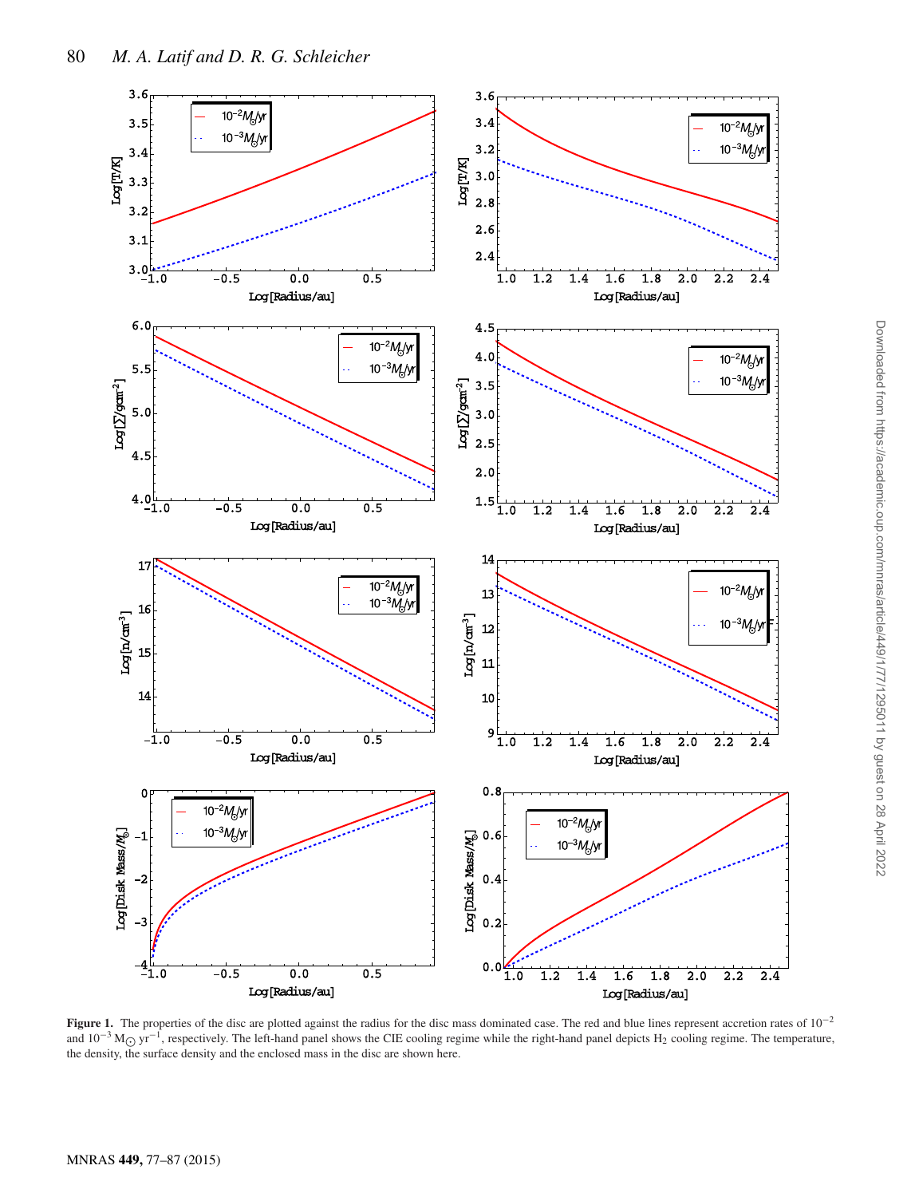**Figure 1.** The properties of the disc are plotted against the radius for the disc mass dominated case. The red and blue lines represent accretion rates of $10^{-2}$ and $10^{-3}$ $M_{\odot}$ $yr^{-1}$, respectively. The left-hand panel shows the CIE cooling regime while the right-hand panel depicts $H_2$ cooling regime. The temperature, the density, the surface density and the enclosed mass in the disc are shown here.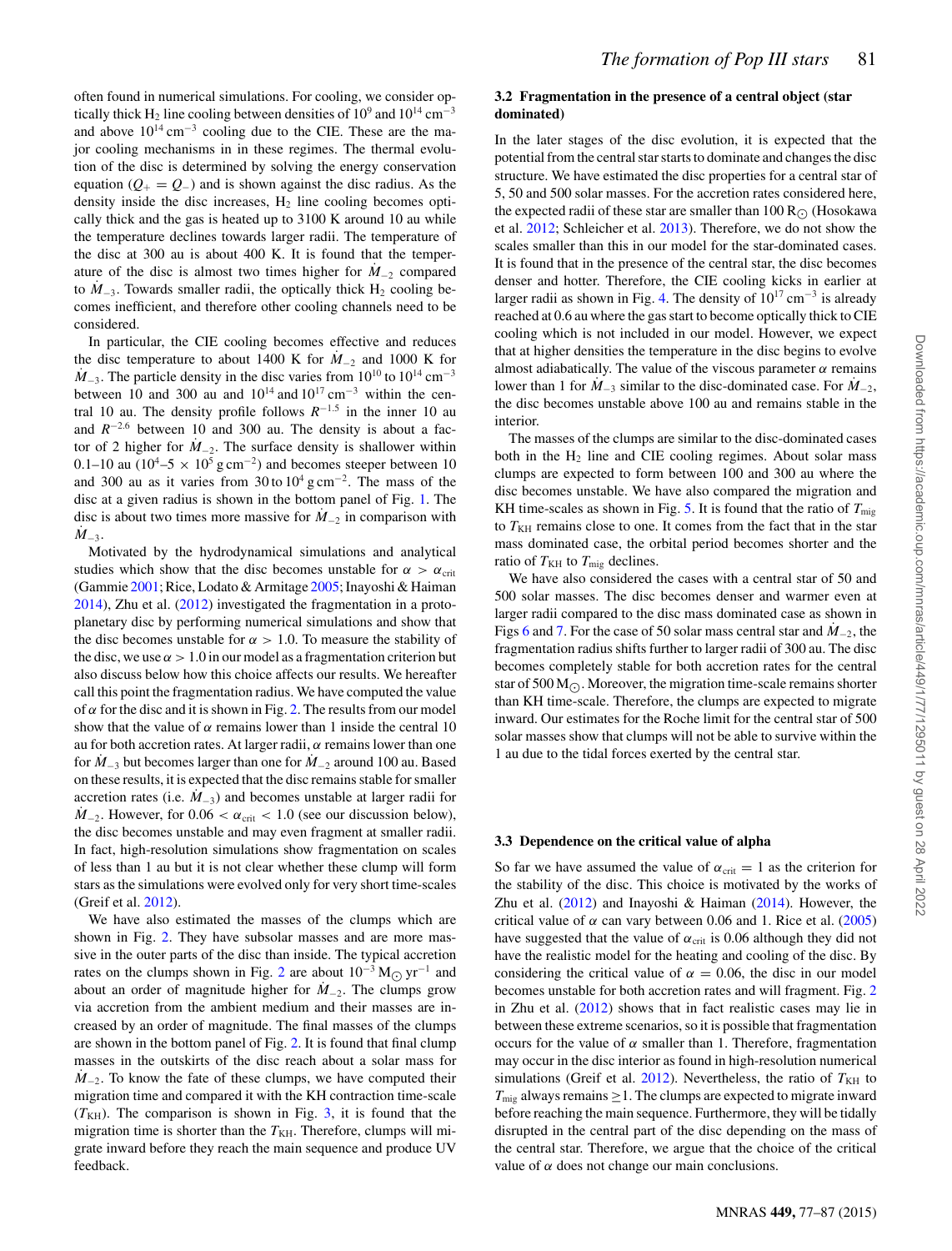often found in numerical simulations. For cooling, we consider optically thick $H_2$ line cooling between densities of $10^9$ and $10^{14}$ cm$^{-3}$ and above $10^{14}$ cm$^{-3}$ cooling due to the CIE. These are the major cooling mechanisms in in these regimes. The thermal evolution of the disc is determined by solving the energy conservation equation ($Q_+ = Q_-$) and is shown against the disc radius. As the density inside the disc increases, $H_2$ line cooling becomes optically thick and the gas is heated up to 3100 K around 10 au while the temperature declines towards larger radii. The temperature of the disc at 300 au is about 400 K. It is found that the temperature of the disc is almost two times higher for $\dot{M}_{-2}$ compared to $\dot{M}_{-3}$. Towards smaller radii, the optically thick $H_2$ cooling becomes inefficient, and therefore other cooling channels need to be considered.

In particular, the CIE cooling becomes effective and reduces the disc temperature to about 1400 K for $\dot{M}_{-2}$ and 1000 K for $\dot{M}_{-3}$. The particle density in the disc varies from $10^{10}$ to $10^{14}$ cm$^{-3}$ between 10 and 300 au and $10^{14}$ and $10^{17}$ cm$^{-3}$ within the central 10 au. The density profile follows $R^{-1.5}$ in the inner 10 au and $R^{-2.6}$ between 10 and 300 au. The density is about a factor of 2 higher for $\dot{M}_{-2}$. The surface density is shallower within 0.1–10 au ($10^4$–$5 \times 10^5$ g cm$^{-2}$) and becomes steeper between 10 and 300 au as it varies from 30 to $10^4$ g cm$^{-2}$. The mass of the disc at a given radius is shown in the bottom panel of Fig. 1. The disc is about two times more massive for $\dot{M}_{-2}$ in comparison with $\dot{M}_{-3}$.

Motivated by the hydrodynamical simulations and analytical studies which show that the disc becomes unstable for $\alpha > \alpha_{\rm crit}$ (Gammie 2001; Rice, Lodato & Armitage 2005; Inayoshi & Haiman 2014), Zhu et al. (2012) investigated the fragmentation in a protoplanetary disc by performing numerical simulations and show that the disc becomes unstable for $\alpha > 1.0$. To measure the stability of the disc, we use $\alpha > 1.0$ in our model as a fragmentation criterion but also discuss below how this choice affects our results. We hereafter call this point the fragmentation radius. We have computed the value of $\alpha$ for the disc and it is shown in Fig. 2. The results from our model show that the value of $\alpha$ remains lower than 1 inside the central 10 au for both accretion rates. At larger radii, $\alpha$ remains lower than one for $\dot{M}_{-3}$ but becomes larger than one for $\dot{M}_{-2}$ around 100 au. Based on these results, it is expected that the disc remains stable for smaller accretion rates (i.e. $\dot{M}_{-3}$) and becomes unstable at larger radii for $\dot{M}_{-2}$. However, for $0.06 < \alpha_{\rm crit} < 1.0$ (see our discussion below), the disc becomes unstable and may even fragment at smaller radii. In fact, high-resolution simulations show fragmentation on scales of less than 1 au but it is not clear whether these clump will form stars as the simulations were evolved only for very short time-scales (Greif et al. 2012).

We have also estimated the masses of the clumps which are shown in Fig. 2. They have subsolar masses and are more massive in the outer parts of the disc than inside. The typical accretion rates on the clumps shown in Fig. 2 are about $10^{-3}$ M$_\odot$ yr$^{-1}$ and about an order of magnitude higher for $\dot{M}_{-2}$. The clumps grow via accretion from the ambient medium and their masses are increased by an order of magnitude. The final masses of the clumps are shown in the bottom panel of Fig. 2. It is found that final clump masses in the outskirts of the disc reach about a solar mass for $\dot{M}_{-2}$. To know the fate of these clumps, we have computed their migration time and compared it with the KH contraction time-scale ($T_{\rm KH}$). The comparison is shown in Fig. 3, it is found that the migration time is shorter than the $T_{\rm KH}$. Therefore, clumps will migrate inward before they reach the main sequence and produce UV feedback.

### 3.2 Fragmentation in the presence of a central object (star dominated)

In the later stages of the disc evolution, it is expected that the potential from the central star starts to dominate and changes the disc structure. We have estimated the disc properties for a central star of 5, 50 and 500 solar masses. For the accretion rates considered here, the expected radii of these star are smaller than 100 R$_\odot$ (Hosokawa et al. 2012; Schleicher et al. 2013). Therefore, we do not show the scales smaller than this in our model for the star-dominated cases. It is found that in the presence of the central star, the disc becomes denser and hotter. Therefore, the CIE cooling kicks in earlier at larger radii as shown in Fig. 4. The density of $10^{17}$ cm$^{-3}$ is already reached at 0.6 au where the gas start to become optically thick to CIE cooling which is not included in our model. However, we expect that at higher densities the temperature in the disc begins to evolve almost adiabatically. The value of the viscous parameter $\alpha$ remains lower than 1 for $\dot{M}_{-3}$ similar to the disc-dominated case. For $\dot{M}_{-2}$, the disc becomes unstable above 100 au and remains stable in the interior.

The masses of the clumps are similar to the disc-dominated cases both in the $H_2$ line and CIE cooling regimes. About solar mass clumps are expected to form between 100 and 300 au where the disc becomes unstable. We have also compared the migration and KH time-scales as shown in Fig. 5. It is found that the ratio of $T_{\rm mig}$ to $T_{\rm KH}$ remains close to one. It comes from the fact that in the star mass dominated case, the orbital period becomes shorter and the ratio of $T_{\rm KH}$ to $T_{\rm mig}$ declines.

We have also considered the cases with a central star of 50 and 500 solar masses. The disc becomes denser and warmer even at larger radii compared to the disc mass dominated case as shown in Figs 6 and 7. For the case of 50 solar mass central star and $\dot{M}_{-2}$, the fragmentation radius shifts further to larger radii of 300 au. The disc becomes completely stable for both accretion rates for the central star of 500 M$_\odot$. Moreover, the migration time-scale remains shorter than KH time-scale. Therefore, the clumps are expected to migrate inward. Our estimates for the Roche limit for the central star of 500 solar masses show that clumps will not be able to survive within the 1 au due to the tidal forces exerted by the central star.

### 3.3 Dependence on the critical value of alpha

So far we have assumed the value of $\alpha_{\rm crit} = 1$ as the criterion for the stability of the disc. This choice is motivated by the works of Zhu et al. (2012) and Inayoshi & Haiman (2014). However, the critical value of $\alpha$ can vary between 0.06 and 1. Rice et al. (2005) have suggested that the value of $\alpha_{\rm crit}$ is 0.06 although they did not have the realistic model for the heating and cooling of the disc. By considering the critical value of $\alpha = 0.06$, the disc in our model becomes unstable for both accretion rates and will fragment. Fig. 2 in Zhu et al. (2012) shows that in fact realistic cases may lie in between these extreme scenarios, so it is possible that fragmentation occurs for the value of $\alpha$ smaller than 1. Therefore, fragmentation may occur in the disc interior as found in high-resolution numerical simulations (Greif et al. 2012). Nevertheless, the ratio of $T_{\rm KH}$ to $T_{\rm mig}$ always remains $\geq$1. The clumps are expected to migrate inward before reaching the main sequence. Furthermore, they will be tidally disrupted in the central part of the disc depending on the mass of the central star. Therefore, we argue that the choice of the critical value of $\alpha$ does not change our main conclusions.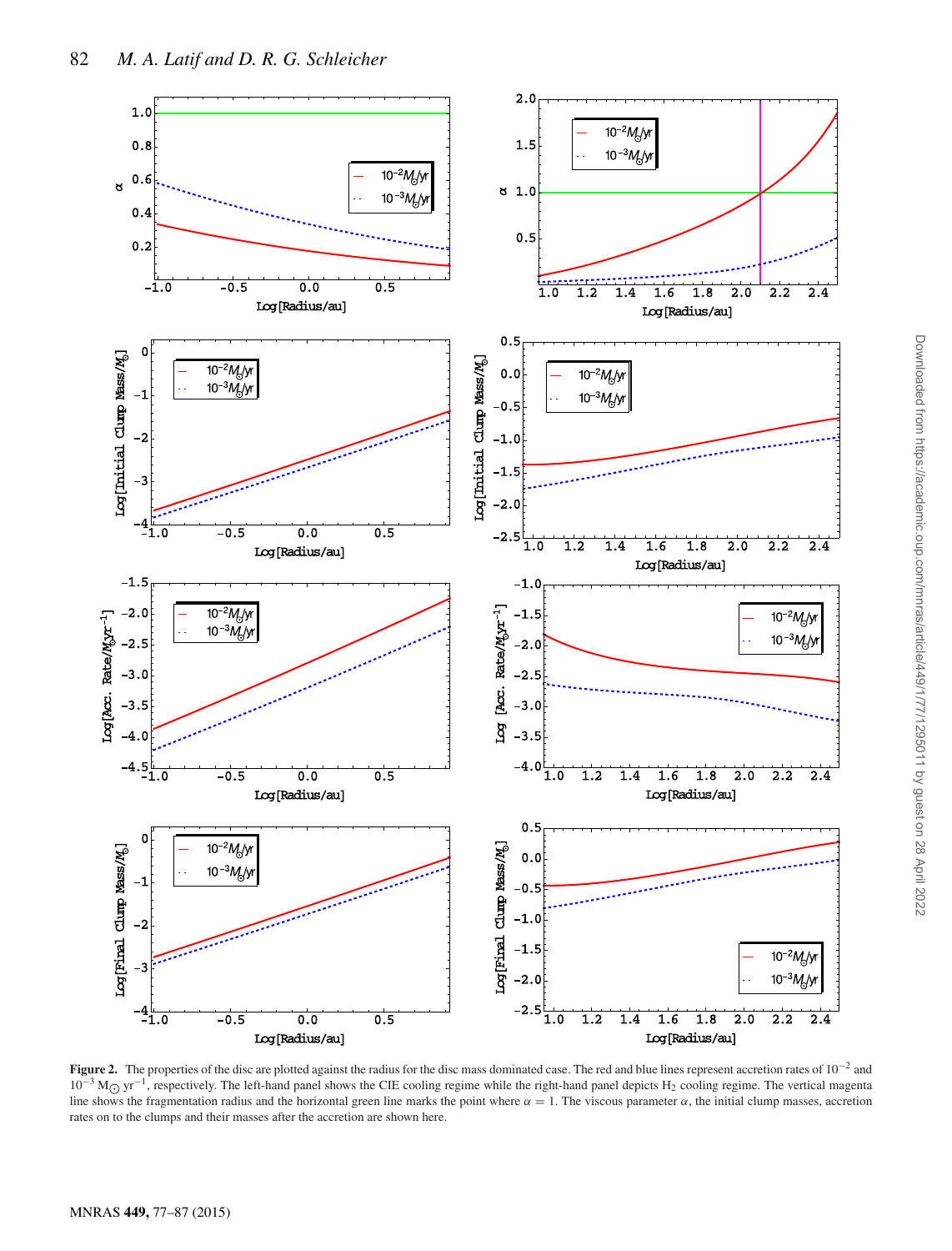**Figure 2.** The properties of the disc are plotted against the radius for the disc mass dominated case. The red and blue lines represent accretion rates of $10^{-2}$ and $10^{-3}$ $M_{\odot}$ $yr^{-1}$, respectively. The left-hand panel shows the CIE cooling regime while the right-hand panel depicts $H_2$ cooling regime. The vertical magenta line shows the fragmentation radius and the horizontal green line marks the point where $\alpha = 1$. The viscous parameter $\alpha$, the initial clump masses, accretion rates on to the clumps and their masses after the accretion are shown here.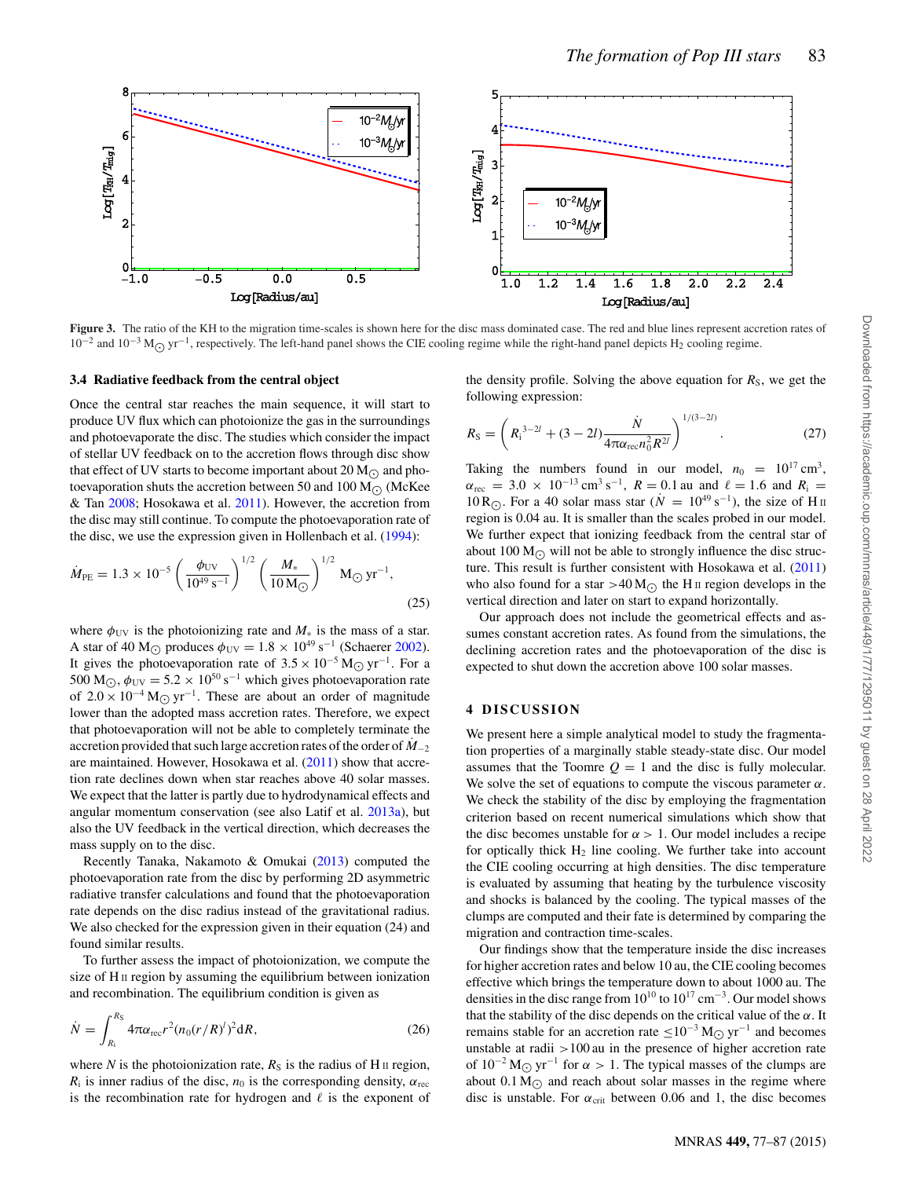**Figure 3.** The ratio of the KH to the migration time-scales is shown here for the disc mass dominated case. The red and blue lines represent accretion rates of $10^{-2}$ and $10^{-3}$ M$_\odot$ yr$^{-1}$, respectively. The left-hand panel shows the CIE cooling regime while the right-hand panel depicts $H_2$ cooling regime.

### 3.4 Radiative feedback from the central object

Once the central star reaches the main sequence, it will start to produce UV flux which can photoionize the gas in the surroundings and photoevaporate the disc. The studies which consider the impact of stellar UV feedback on to the accretion flows through disc show that effect of UV starts to become important about 20 M$_\odot$ and photoevaporation shuts the accretion between 50 and 100 M$_\odot$ (McKee & Tan 2008; Hosokawa et al. 2011). However, the accretion from the disc may still continue. To compute the photoevaporation rate of the disc, we use the expression given in Hollenbach et al. (1994):

$$\dot{M}_{\rm PE} = 1.3 \times 10^{-5} \left(\frac{\phi_{\rm UV}}{10^{49}\,{\rm s}^{-1}}\right)^{1/2} \left(\frac{M_*}{10\,{\rm M}_\odot}\right)^{1/2} {\rm M}_\odot\,{\rm yr}^{-1}, \tag{25}$$

where $\phi_{\rm UV}$ is the photoionizing rate and $M_*$ is the mass of a star. A star of 40 M$_\odot$ produces $\phi_{\rm UV} = 1.8 \times 10^{49}$ s$^{-1}$ (Schaerer 2002). It gives the photoevaporation rate of $3.5 \times 10^{-5}$ M$_\odot$ yr$^{-1}$. For a 500 M$_\odot$, $\phi_{\rm UV} = 5.2 \times 10^{50}$ s$^{-1}$ which gives photoevaporation rate of $2.0 \times 10^{-4}$ M$_\odot$ yr$^{-1}$. These are about an order of magnitude lower than the adopted mass accretion rates. Therefore, we expect that photoevaporation will not be able to completely terminate the accretion provided that such large accretion rates of the order of $\dot{M}_{-2}$ are maintained. However, Hosokawa et al. (2011) show that accretion rate declines down when star reaches above 40 solar masses. We expect that the latter is partly due to hydrodynamical effects and angular momentum conservation (see also Latif et al. 2013a), but also the UV feedback in the vertical direction, which decreases the mass supply on to the disc.

Recently Tanaka, Nakamoto & Omukai (2013) computed the photoevaporation rate from the disc by performing 2D asymmetric radiative transfer calculations and found that the photoevaporation rate depends on the disc radius instead of the gravitational radius. We also checked for the expression given in their equation (24) and found similar results.

To further assess the impact of photoionization, we compute the size of H II region by assuming the equilibrium between ionization and recombination. The equilibrium condition is given as

$$\dot{N} = \int_{R_{\rm i}}^{R_{\rm S}} 4\pi\alpha_{\rm rec} r^2 (n_0 (r/R)^l)^2 {\rm d}R, \tag{26}$$

where $N$ is the photoionization rate, $R_{\rm S}$ is the radius of H II region, $R_{\rm i}$ is inner radius of the disc, $n_0$ is the corresponding density, $\alpha_{\rm rec}$ is the recombination rate for hydrogen and $\ell$ is the exponent of the density profile. Solving the above equation for $R_{\rm S}$, we get the following expression:

$$R_{\rm S} = \left(R_{\rm i}^{3-2l} + (3-2l)\frac{\dot{N}}{4\pi\alpha_{\rm rec} n_0^2 R^{2l}}\right)^{1/(3-2l)}. \tag{27}$$

Taking the numbers found in our model, $n_0 = 10^{17}$ cm$^3$, $\alpha_{\rm rec} = 3.0 \times 10^{-13}$ cm$^3$ s$^{-1}$, $R = 0.1$ au and $\ell = 1.6$ and $R_{\rm i} = 10\,{\rm R}_\odot$. For a 40 solar mass star ($\dot{N} = 10^{49}$ s$^{-1}$), the size of H II region is 0.04 au. It is smaller than the scales probed in our model. We further expect that ionizing feedback from the central star of about 100 M$_\odot$ will not be able to strongly influence the disc structure. This result is further consistent with Hosokawa et al. (2011) who also found for a star >40 M$_\odot$ the H II region develops in the vertical direction and later on start to expand horizontally.

Our approach does not include the geometrical effects and assumes constant accretion rates. As found from the simulations, the declining accretion rates and the photoevaporation of the disc is expected to shut down the accretion above 100 solar masses.

## 4 DISCUSSION

We present here a simple analytical model to study the fragmentation properties of a marginally stable steady-state disc. Our model assumes that the Toomre $Q = 1$ and the disc is fully molecular. We solve the set of equations to compute the viscous parameter $\alpha$. We check the stability of the disc by employing the fragmentation criterion based on recent numerical simulations which show that the disc becomes unstable for $\alpha > 1$. Our model includes a recipe for optically thick $H_2$ line cooling. We further take into account the CIE cooling occurring at high densities. The disc temperature is evaluated by assuming that heating by the turbulence viscosity and shocks is balanced by the cooling. The typical masses of the clumps are computed and their fate is determined by comparing the migration and contraction time-scales.

Our findings show that the temperature inside the disc increases for higher accretion rates and below 10 au, the CIE cooling becomes effective which brings the temperature down to about 1000 au. The densities in the disc range from $10^{10}$ to $10^{17}$ cm$^{-3}$. Our model shows that the stability of the disc depends on the critical value of the $\alpha$. It remains stable for an accretion rate $\leq 10^{-3}$ M$_\odot$ yr$^{-1}$ and becomes unstable at radii >100 au in the presence of higher accretion rate of $10^{-2}$ M$_\odot$ yr$^{-1}$ for $\alpha > 1$. The typical masses of the clumps are about 0.1 M$_\odot$ and reach about solar masses in the regime where disc is unstable. For $\alpha_{\rm crit}$ between 0.06 and 1, the disc becomes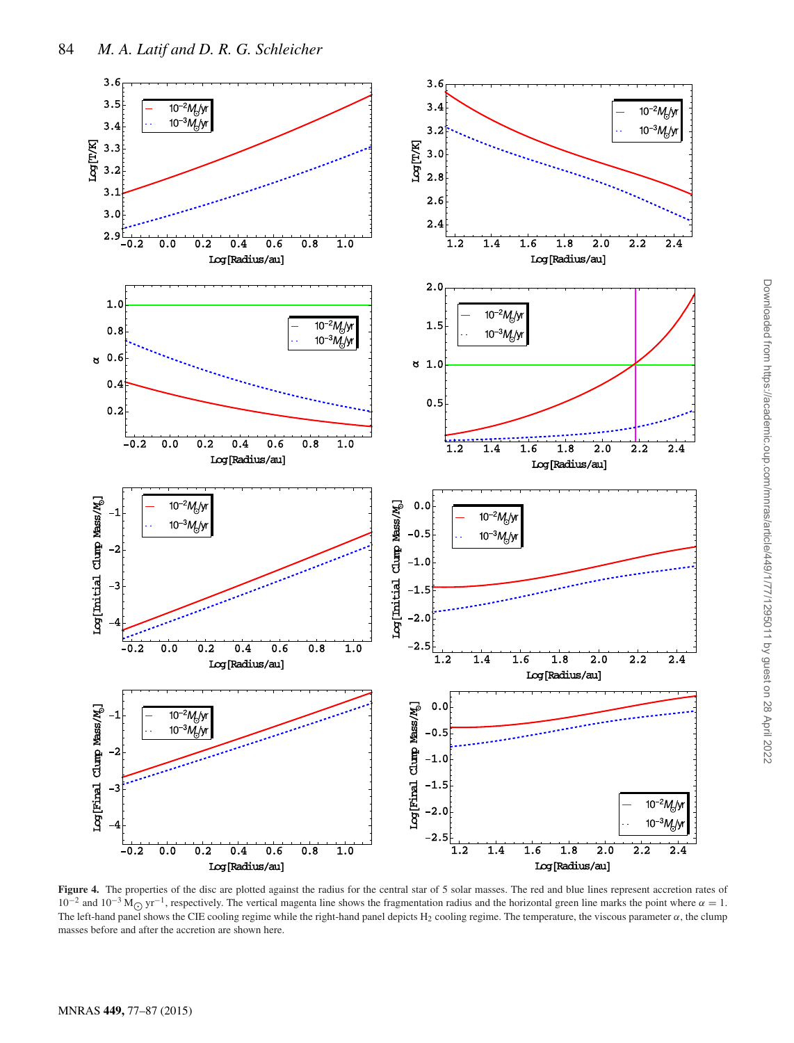**Figure 4.** The properties of the disc are plotted against the radius for the central star of 5 solar masses. The red and blue lines represent accretion rates of $10^{-2}$ and $10^{-3}$ $M_{\odot}$ yr$^{-1}$, respectively. The vertical magenta line shows the fragmentation radius and the horizontal green line marks the point where $\alpha = 1$. The left-hand panel shows the CIE cooling regime while the right-hand panel depicts $H_2$ cooling regime. The temperature, the viscous parameter $\alpha$, the clump masses before and after the accretion are shown here.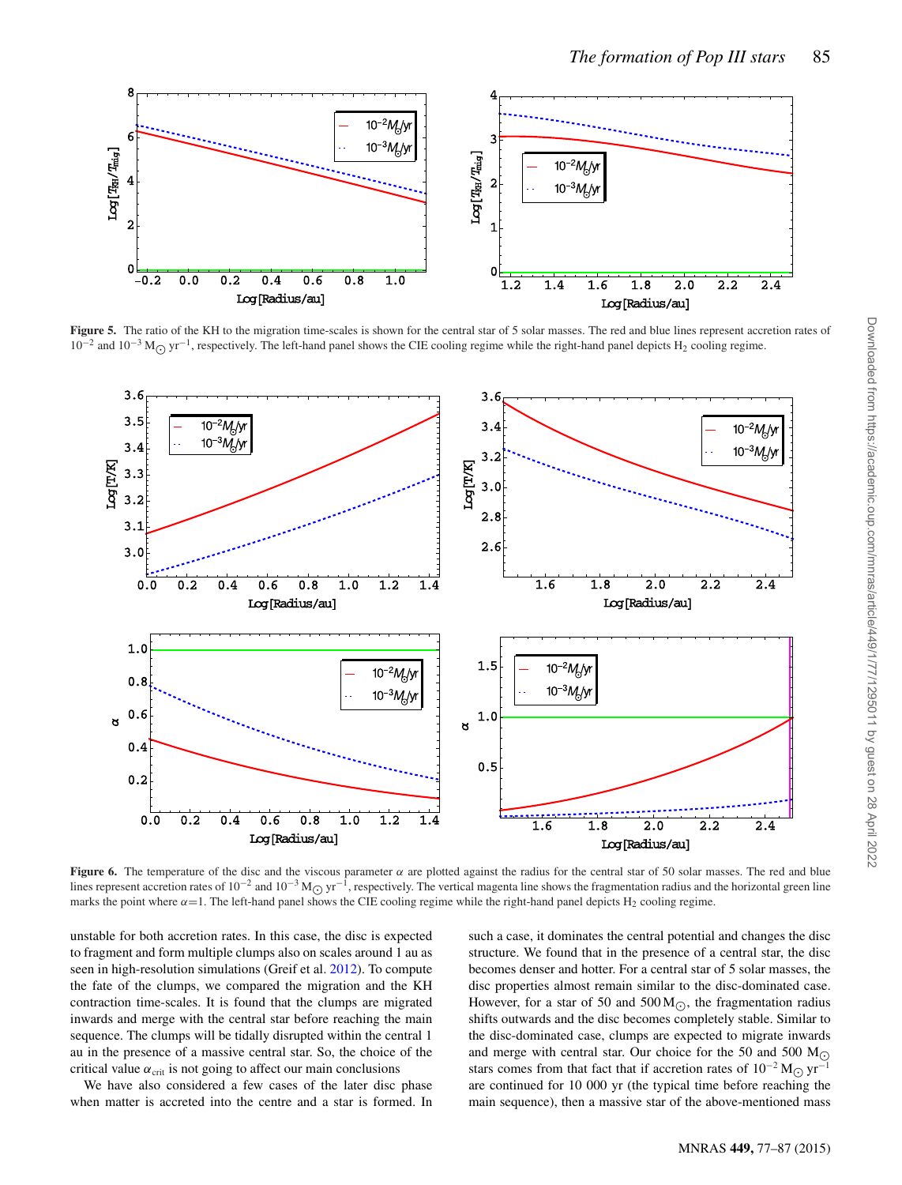Figure 5. The ratio of the KH to the migration time-scales is shown for the central star of 5 solar masses. The red and blue lines represent accretion rates of $10^{-2}$ and $10^{-3}$ $M_\odot$ yr$^{-1}$, respectively. The left-hand panel shows the CIE cooling regime while the right-hand panel depicts $H_2$ cooling regime.

Figure 6. The temperature of the disc and the viscous parameter $\alpha$ are plotted against the radius for the central star of 50 solar masses. The red and blue lines represent accretion rates of $10^{-2}$ and $10^{-3}$ $M_\odot$ yr$^{-1}$, respectively. The vertical magenta line shows the fragmentation radius and the horizontal green line marks the point where $\alpha$=1. The left-hand panel shows the CIE cooling regime while the right-hand panel depicts $H_2$ cooling regime.

unstable for both accretion rates. In this case, the disc is expected to fragment and form multiple clumps also on scales around 1 au as seen in high-resolution simulations (Greif et al. 2012). To compute the fate of the clumps, we compared the migration and the KH contraction time-scales. It is found that the clumps are migrated inwards and merge with the central star before reaching the main sequence. The clumps will be tidally disrupted within the central 1 au in the presence of a massive central star. So, the choice of the critical value $\alpha_{crit}$ is not going to affect our main conclusions

We have also considered a few cases of the later disc phase when matter is accreted into the centre and a star is formed. In such a case, it dominates the central potential and changes the disc structure. We found that in the presence of a central star, the disc becomes denser and hotter. For a central star of 5 solar masses, the disc properties almost remain similar to the disc-dominated case. However, for a star of 50 and 500 $M_\odot$, the fragmentation radius shifts outwards and the disc becomes completely stable. Similar to the disc-dominated case, clumps are expected to migrate inwards and merge with central star. Our choice for the 50 and 500 $M_\odot$ stars comes from that fact that if accretion rates of $10^{-2}$ $M_\odot$ yr$^{-1}$ are continued for 10 000 yr (the typical time before reaching the main sequence), then a massive star of the above-mentioned mass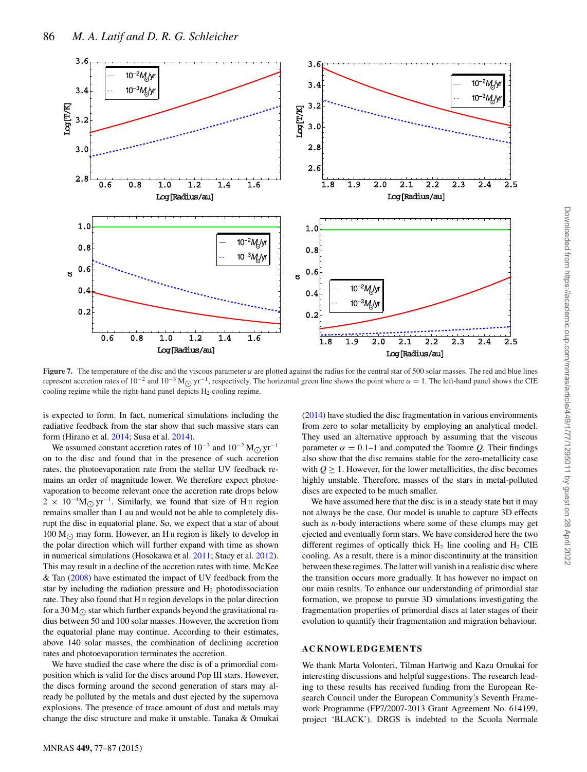**Figure 7.** The temperature of the disc and the viscous parameter $\alpha$ are plotted against the radius for the central star of 500 solar masses. The red and blue lines represent accretion rates of $10^{-2}$ and $10^{-3}$ $M_{\odot}$ $yr^{-1}$, respectively. The horizontal green line shows the point where $\alpha = 1$. The left-hand panel shows the CIE cooling regime while the right-hand panel depicts $H_2$ cooling regime.

is expected to form. In fact, numerical simulations including the radiative feedback from the star show that such massive stars can form (Hirano et al. 2014; Susa et al. 2014).

We assumed constant accretion rates of $10^{-3}$ and $10^{-2}$ $M_{\odot}$ $yr^{-1}$ on to the disc and found that in the presence of such accretion rates, the photoevaporation rate from the stellar UV feedback remains an order of magnitude lower. We therefore expect photoevaporation to become relevant once the accretion rate drops below $2 \times 10^{-4} M_{\odot}$ $yr^{-1}$. Similarly, we found that size of H II region remains smaller than 1 au and would not be able to completely disrupt the disc in equatorial plane. So, we expect that a star of about 100 $M_{\odot}$ may form. However, an H II region is likely to develop in the polar direction which will further expand with time as shown in numerical simulations (Hosokawa et al. 2011; Stacy et al. 2012). This may result in a decline of the accretion rates with time. McKee & Tan (2008) have estimated the impact of UV feedback from the star by including the radiation pressure and $H_2$ photodissociation rate. They also found that H II region develops in the polar direction for a 30 $M_{\odot}$ star which further expands beyond the gravitational radius between 50 and 100 solar masses. However, the accretion from the equatorial plane may continue. According to their estimates, above 140 solar masses, the combination of declining accretion rates and photoevaporation terminates the accretion.

We have studied the case where the disc is of a primordial composition which is valid for the discs around Pop III stars. However, the discs forming around the second generation of stars may already be polluted by the metals and dust ejected by the supernova explosions. The presence of trace amount of dust and metals may change the disc structure and make it unstable. Tanaka & Omukai (2014) have studied the disc fragmentation in various environments from zero to solar metallicity by employing an analytical model. They used an alternative approach by assuming that the viscous parameter $\alpha = 0.1$–1 and computed the Toomre $Q$. Their findings also show that the disc remains stable for the zero-metallicity case with $Q \geq 1$. However, for the lower metallicities, the disc becomes highly unstable. Therefore, masses of the stars in metal-polluted discs are expected to be much smaller.

We have assumed here that the disc is in a steady state but it may not always be the case. Our model is unable to capture 3D effects such as $n$-body interactions where some of these clumps may get ejected and eventually form stars. We have considered here the two different regimes of optically thick $H_2$ line cooling and $H_2$ CIE cooling. As a result, there is a minor discontinuity at the transition between these regimes. The latter will vanish in a realistic disc where the transition occurs more gradually. It has however no impact on our main results. To enhance our understanding of primordial star formation, we propose to pursue 3D simulations investigating the fragmentation properties of primordial discs at later stages of their evolution to quantify their fragmentation and migration behaviour.

## ACKNOWLEDGEMENTS

We thank Marta Volonteri, Tilman Hartwig and Kazu Omukai for interesting discussions and helpful suggestions. The research leading to these results has received funding from the European Research Council under the European Community's Seventh Framework Programme (FP7/2007-2013 Grant Agreement No. 614199, project 'BLACK'). DRGS is indebted to the Scuola Normale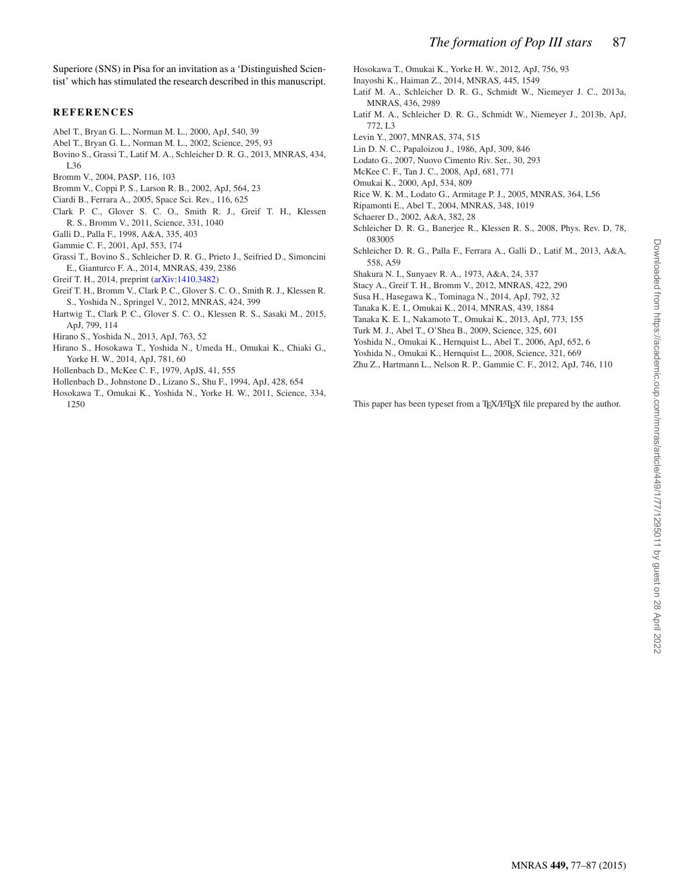Superiore (SNS) in Pisa for an invitation as a 'Distinguished Scientist' which has stimulated the research described in this manuscript.

## REFERENCES

Abel T., Bryan G. L., Norman M. L., 2000, ApJ, 540, 39

Abel T., Bryan G. L., Norman M. L., 2002, Science, 295, 93

Bovino S., Grassi T., Latif M. A., Schleicher D. R. G., 2013, MNRAS, 434, L36

Bromm V., 2004, PASP, 116, 103

Bromm V., Coppi P. S., Larson R. B., 2002, ApJ, 564, 23

Ciardi B., Ferrara A., 2005, Space Sci. Rev., 116, 625

Clark P. C., Glover S. C. O., Smith R. J., Greif T. H., Klessen R. S., Bromm V., 2011, Science, 331, 1040

Galli D., Palla F., 1998, A&A, 335, 403

Gammie C. F., 2001, ApJ, 553, 174

Grassi T., Bovino S., Schleicher D. R. G., Prieto J., Seifried D., Simoncini E., Gianturco F. A., 2014, MNRAS, 439, 2386

Greif T. H., 2014, preprint (arXiv:1410.3482)

Greif T. H., Bromm V., Clark P. C., Glover S. C. O., Smith R. J., Klessen R. S., Yoshida N., Springel V., 2012, MNRAS, 424, 399

Hartwig T., Clark P. C., Glover S. C. O., Klessen R. S., Sasaki M., 2015, ApJ, 799, 114

Hirano S., Yoshida N., 2013, ApJ, 763, 52

Hirano S., Hosokawa T., Yoshida N., Umeda H., Omukai K., Chiaki G., Yorke H. W., 2014, ApJ, 781, 60

Hollenbach D., McKee C. F., 1979, ApJS, 41, 555

Hollenbach D., Johnstone D., Lizano S., Shu F., 1994, ApJ, 428, 654

Hosokawa T., Omukai K., Yoshida N., Yorke H. W., 2011, Science, 334, 1250

Hosokawa T., Omukai K., Yorke H. W., 2012, ApJ, 756, 93

Inayoshi K., Haiman Z., 2014, MNRAS, 445, 1549

Latif M. A., Schleicher D. R. G., Schmidt W., Niemeyer J. C., 2013a, MNRAS, 436, 2989

Latif M. A., Schleicher D. R. G., Schmidt W., Niemeyer J., 2013b, ApJ, 772, L3

Levin Y., 2007, MNRAS, 374, 515

Lin D. N. C., Papaloizou J., 1986, ApJ, 309, 846

Lodato G., 2007, Nuovo Cimento Riv. Ser., 30, 293

McKee C. F., Tan J. C., 2008, ApJ, 681, 771

Omukai K., 2000, ApJ, 534, 809

Rice W. K. M., Lodato G., Armitage P. J., 2005, MNRAS, 364, L56

Ripamonti E., Abel T., 2004, MNRAS, 348, 1019

Schaerer D., 2002, A&A, 382, 28

Schleicher D. R. G., Banerjee R., Klessen R. S., 2008, Phys. Rev. D, 78, 083005

Schleicher D. R. G., Palla F., Ferrara A., Galli D., Latif M., 2013, A&A, 558, A59

Shakura N. I., Sunyaev R. A., 1973, A&A, 24, 337

Stacy A., Greif T. H., Bromm V., 2012, MNRAS, 422, 290

Susa H., Hasegawa K., Tominaga N., 2014, ApJ, 792, 32

Tanaka K. E. I., Omukai K., 2014, MNRAS, 439, 1884

Tanaka K. E. I., Nakamoto T., Omukai K., 2013, ApJ, 773, 155

Turk M. J., Abel T., O'Shea B., 2009, Science, 325, 601

Yoshida N., Omukai K., Hernquist L., Abel T., 2006, ApJ, 652, 6

Yoshida N., Omukai K., Hernquist L., 2008, Science, 321, 669

Zhu Z., Hartmann L., Nelson R. P., Gammie C. F., 2012, ApJ, 746, 110

This paper has been typeset from a TEX/LATEX file prepared by the author.